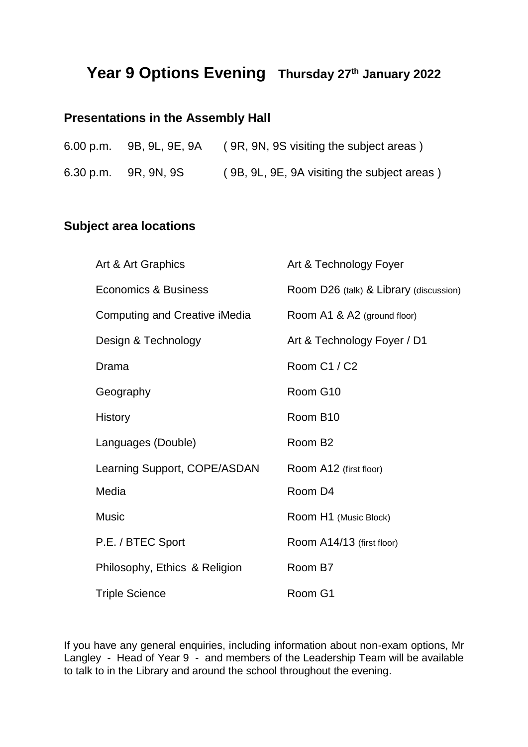# Year 9 Options Evening Thursday 27th January 2022

## Presentations in the Assembly Hall

| | | |
|---|---|---|
| 6.00 p.m. | 9B, 9L, 9E, 9A | ( 9R, 9N, 9S visiting the subject areas ) |
| 6.30 p.m. | 9R, 9N, 9S | ( 9B, 9L, 9E, 9A visiting the subject areas ) |

## Subject area locations

| | |
|---|---|
| Art & Art Graphics | Art & Technology Foyer |
| Economics & Business | Room D26 (talk) & Library (discussion) |
| Computing and Creative iMedia | Room A1 & A2 (ground floor) |
| Design & Technology | Art & Technology Foyer / D1 |
| Drama | Room C1 / C2 |
| Geography | Room G10 |
| History | Room B10 |
| Languages (Double) | Room B2 |
| Learning Support, COPE/ASDAN | Room A12 (first floor) |
| Media | Room D4 |
| Music | Room H1 (Music Block) |
| P.E. / BTEC Sport | Room A14/13 (first floor) |
| Philosophy, Ethics & Religion | Room B7 |
| Triple Science | Room G1 |

If you have any general enquiries, including information about non-exam options, Mr Langley - Head of Year 9 - and members of the Leadership Team will be available to talk to in the Library and around the school throughout the evening.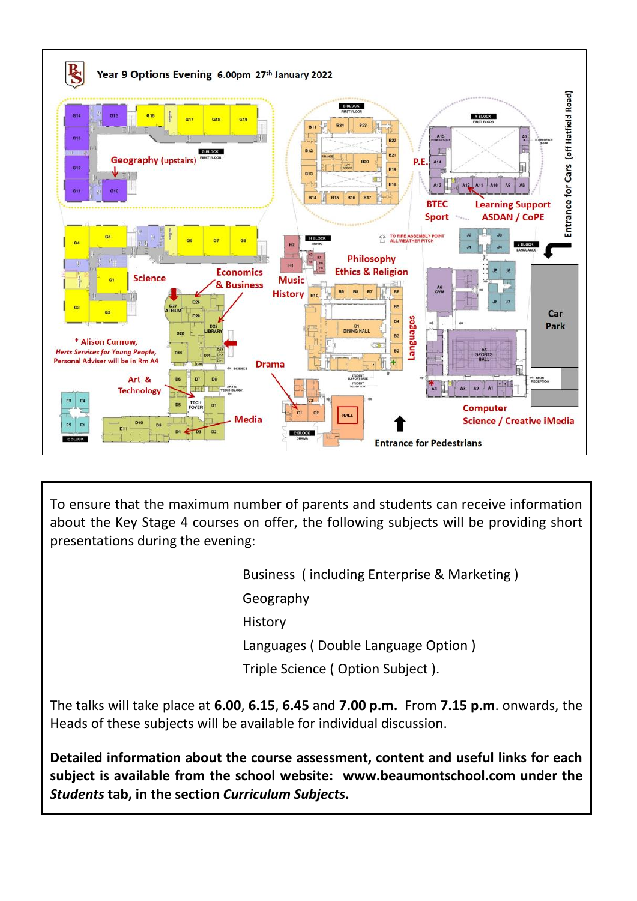Year 9 Options Evening 6.00pm 27th January 2022

Geography (upstairs)

Science

Economics & Business

Music

History

Philosophy Ethics & Religion

Languages

P.E.

BTEC Sport

Learning Support ASDAN / CoPE

Entrance for Cars (off Hatfield Road)

Car Park

* Alison Curnow, Herts Services for Young People, Personal Adviser will be in Rm A4

Art & Technology

Drama

Media

Computer Science / Creative iMedia

Entrance for Pedestrians

To ensure that the maximum number of parents and students can receive information about the Key Stage 4 courses on offer, the following subjects will be providing short presentations during the evening:

- Business ( including Enterprise & Marketing )
- Geography
- History
- Languages ( Double Language Option )
- Triple Science ( Option Subject ).

The talks will take place at **6.00**, **6.15**, **6.45** and **7.00 p.m.** From **7.15 p.m**. onwards, the Heads of these subjects will be available for individual discussion.

**Detailed information about the course assessment, content and useful links for each subject is available from the school website: www.beaumontschool.com under the *Students* tab, in the section *Curriculum Subjects*.**